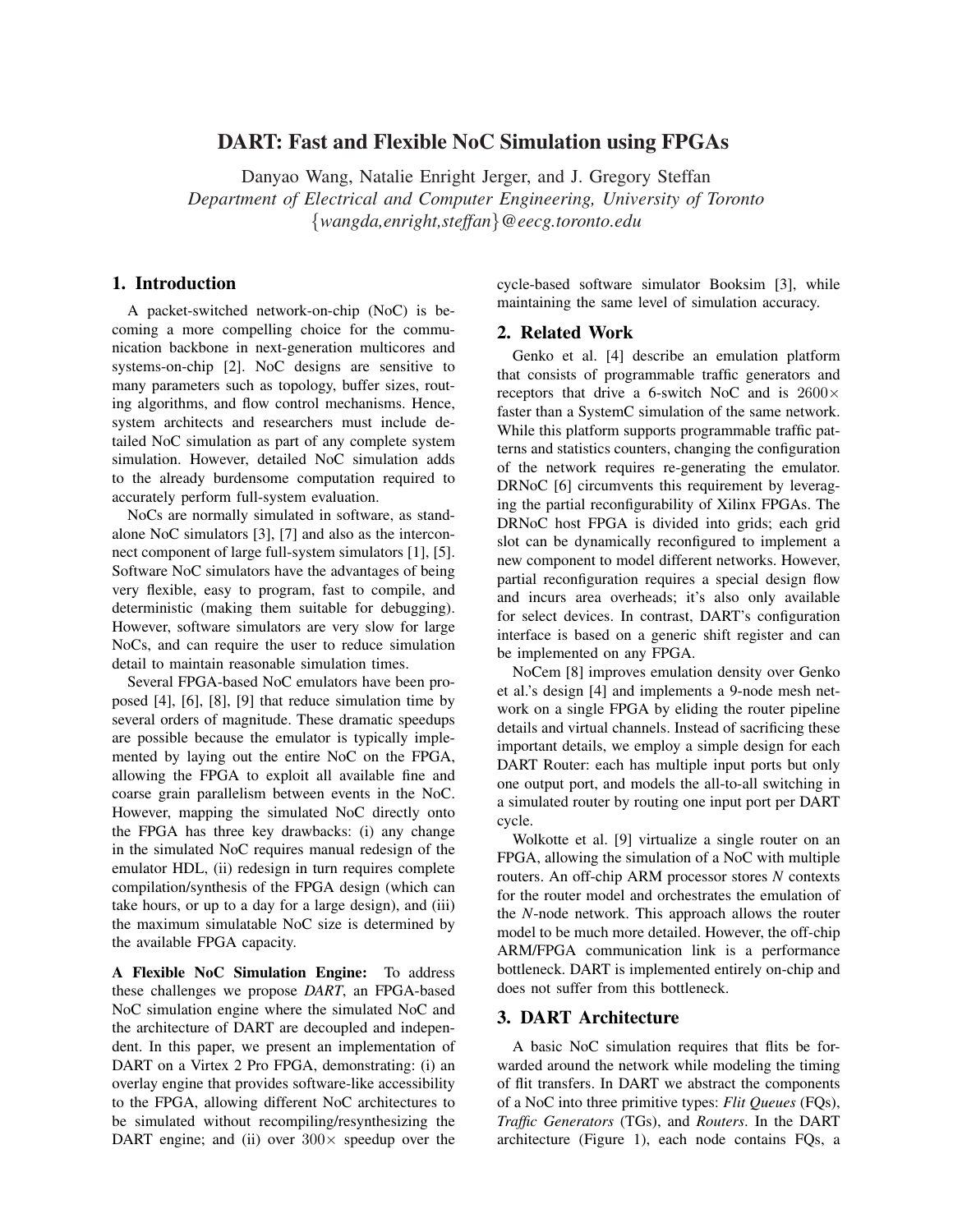# DART: Fast and Flexible NoC Simulation using FPGAs

Danyao Wang, Natalie Enright Jerger, and J. Gregory Steffan

*Department of Electrical and Computer Engineering, University of Toronto*

{*wangda,enright,steffan*}*@eecg.toronto.edu*

## 1. Introduction

A packet-switched network-on-chip (NoC) is becoming a more compelling choice for the communication backbone in next-generation multicores and systems-on-chip [2]. NoC designs are sensitive to many parameters such as topology, buffer sizes, routing algorithms, and flow control mechanisms. Hence, system architects and researchers must include detailed NoC simulation as part of any complete system simulation. However, detailed NoC simulation adds to the already burdensome computation required to accurately perform full-system evaluation.

NoCs are normally simulated in software, as standalone NoC simulators [3], [7] and also as the interconnect component of large full-system simulators [1], [5]. Software NoC simulators have the advantages of being very flexible, easy to program, fast to compile, and deterministic (making them suitable for debugging). However, software simulators are very slow for large NoCs, and can require the user to reduce simulation detail to maintain reasonable simulation times.

Several FPGA-based NoC emulators have been proposed [4], [6], [8], [9] that reduce simulation time by several orders of magnitude. These dramatic speedups are possible because the emulator is typically implemented by laying out the entire NoC on the FPGA, allowing the FPGA to exploit all available fine and coarse grain parallelism between events in the NoC. However, mapping the simulated NoC directly onto the FPGA has three key drawbacks: (i) any change in the simulated NoC requires manual redesign of the emulator HDL, (ii) redesign in turn requires complete compilation/synthesis of the FPGA design (which can take hours, or up to a day for a large design), and (iii) the maximum simulatable NoC size is determined by the available FPGA capacity.

**A Flexible NoC Simulation Engine:** To address these challenges we propose *DART*, an FPGA-based NoC simulation engine where the simulated NoC and the architecture of DART are decoupled and independent. In this paper, we present an implementation of DART on a Virtex 2 Pro FPGA, demonstrating: (i) an overlay engine that provides software-like accessibility to the FPGA, allowing different NoC architectures to be simulated without recompiling/resynthesizing the DART engine; and (ii) over $300\times$ speedup over the cycle-based software simulator Booksim [3], while maintaining the same level of simulation accuracy.

## 2. Related Work

Genko et al. [4] describe an emulation platform that consists of programmable traffic generators and receptors that drive a 6-switch NoC and is $2600\times$ faster than a SystemC simulation of the same network. While this platform supports programmable traffic patterns and statistics counters, changing the configuration of the network requires re-generating the emulator. DRNoC [6] circumvents this requirement by leveraging the partial reconfigurability of Xilinx FPGAs. The DRNoC host FPGA is divided into grids; each grid slot can be dynamically reconfigured to implement a new component to model different networks. However, partial reconfiguration requires a special design flow and incurs area overheads; it's also only available for select devices. In contrast, DART's configuration interface is based on a generic shift register and can be implemented on any FPGA.

NoCem [8] improves emulation density over Genko et al.'s design [4] and implements a 9-node mesh network on a single FPGA by eliding the router pipeline details and virtual channels. Instead of sacrificing these important details, we employ a simple design for each DART Router: each has multiple input ports but only one output port, and models the all-to-all switching in a simulated router by routing one input port per DART cycle.

Wolkotte et al. [9] virtualize a single router on an FPGA, allowing the simulation of a NoC with multiple routers. An off-chip ARM processor stores *N* contexts for the router model and orchestrates the emulation of the *N*-node network. This approach allows the router model to be much more detailed. However, the off-chip ARM/FPGA communication link is a performance bottleneck. DART is implemented entirely on-chip and does not suffer from this bottleneck.

## 3. DART Architecture

A basic NoC simulation requires that flits be forwarded around the network while modeling the timing of flit transfers. In DART we abstract the components of a NoC into three primitive types: *Flit Queues* (FQs), *Traffic Generators* (TGs), and *Routers*. In the DART architecture (Figure 1), each node contains FQs, a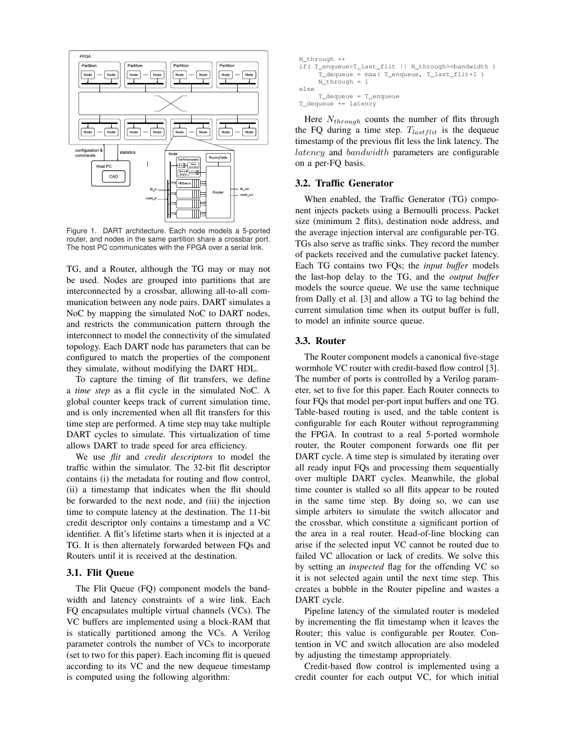FPGA

Partition Node ··· Node

Partition Node ··· Node

Partition Node ··· Node

Partition Node ··· Node

Node ··· Node

Node ··· Node

Node ··· Node

Node ··· Node

configuration & commands

statistics

Host PC

CAD

Node

TrafficGenerator

RoutingTable

FlitQueue

Router

flit_in

credit_in

flit_out

credit_out

Figure 1. DART architecture. Each node models a 5-ported router, and nodes in the same partition share a crossbar port. The host PC communicates with the FPGA over a serial link.

TG, and a Router, although the TG may or may not be used. Nodes are grouped into partitions that are interconnected by a crossbar, allowing all-to-all communication between any node pairs. DART simulates a NoC by mapping the simulated NoC to DART nodes, and restricts the communication pattern through the interconnect to model the connectivity of the simulated topology. Each DART node has parameters that can be configured to match the properties of the component they simulate, without modifying the DART HDL.

To capture the timing of flit transfers, we define a *time step* as a flit cycle in the simulated NoC. A global counter keeps track of current simulation time, and is only incremented when all flit transfers for this time step are performed. A time step may take multiple DART cycles to simulate. This virtualization of time allows DART to trade speed for area efficiency.

We use *flit* and *credit descriptors* to model the traffic within the simulator. The 32-bit flit descriptor contains (i) the metadata for routing and flow control, (ii) a timestamp that indicates when the flit should be forwarded to the next node, and (iii) the injection time to compute latency at the destination. The 11-bit credit descriptor only contains a timestamp and a VC identifier. A flit's lifetime starts when it is injected at a TG. It is then alternately forwarded between FQs and Routers until it is received at the destination.

### 3.1. Flit Queue

The Flit Queue (FQ) component models the bandwidth and latency constraints of a wire link. Each FQ encapsulates multiple virtual channels (VCs). The VC buffers are implemented using a block-RAM that is statically partitioned among the VCs. A Verilog parameter controls the number of VCs to incorporate (set to two for this paper). Each incoming flit is queued according to its VC and the new dequeue timestamp is computed using the following algorithm:

```
N_through ++
if( T_enqueue>T_last_flit || N_through>=bandwidth )
     T_dequeue = max( T_enqueue, T_last_flit+1 )
     N_through = 1
else
     T_dequeue = T_enqueue
T_dequeue += latency
```

Here $N_{through}$ counts the number of flits through the FQ during a time step. $T_{lastflit}$ is the dequeue timestamp of the previous flit less the link latency. The $latency$ and $bandwidth$ parameters are configurable on a per-FQ basis.

### 3.2. Traffic Generator

When enabled, the Traffic Generator (TG) component injects packets using a Bernoulli process. Packet size (minimum 2 flits), destination node address, and the average injection interval are configurable per-TG. TGs also serve as traffic sinks. They record the number of packets received and the cumulative packet latency. Each TG contains two FQs; the *input buffer* models the last-hop delay to the TG, and the *output buffer* models the source queue. We use the same technique from Dally et al. [3] and allow a TG to lag behind the current simulation time when its output buffer is full, to model an infinite source queue.

### 3.3. Router

The Router component models a canonical five-stage wormhole VC router with credit-based flow control [3]. The number of ports is controlled by a Verilog parameter, set to five for this paper. Each Router connects to four FQs that model per-port input buffers and one TG. Table-based routing is used, and the table content is configurable for each Router without reprogramming the FPGA. In contrast to a real 5-ported wormhole router, the Router component forwards one flit per DART cycle. A time step is simulated by iterating over all ready input FQs and processing them sequentially over multiple DART cycles. Meanwhile, the global time counter is stalled so all flits appear to be routed in the same time step. By doing so, we can use simple arbiters to simulate the switch allocator and the crossbar, which constitute a significant portion of the area in a real router. Head-of-line blocking can arise if the selected input VC cannot be routed due to failed VC allocation or lack of credits. We solve this by setting an *inspected* flag for the offending VC so it is not selected again until the next time step. This creates a bubble in the Router pipeline and wastes a DART cycle.

Pipeline latency of the simulated router is modeled by incrementing the flit timestamp when it leaves the Router; this value is configurable per Router. Contention in VC and switch allocation are also modeled by adjusting the timestamp appropriately.

Credit-based flow control is implemented using a credit counter for each output VC, for which initial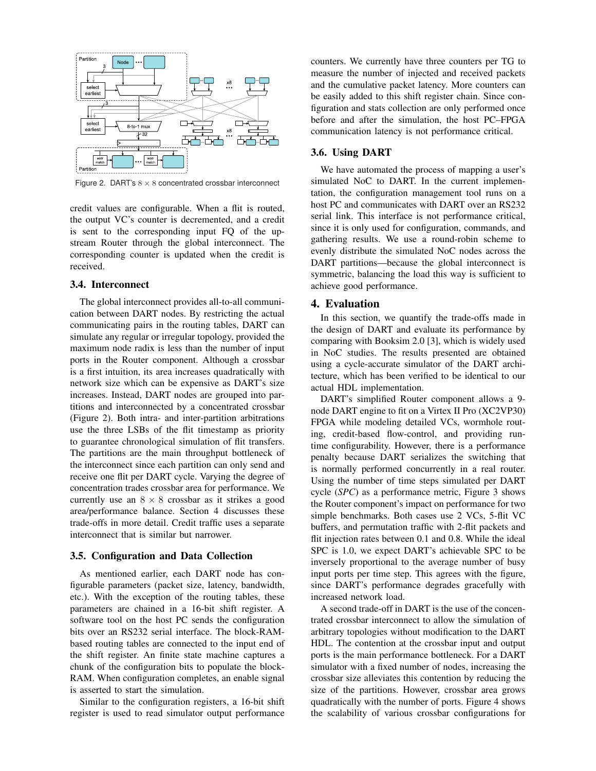Partition

Node

3

select earliest

x8

3

select earliest

8-to-1 mux

32

x8

addr match

addr match

Partition

Figure 2. DART's $8 \times 8$ concentrated crossbar interconnect

credit values are configurable. When a flit is routed, the output VC's counter is decremented, and a credit is sent to the corresponding input FQ of the upstream Router through the global interconnect. The corresponding counter is updated when the credit is received.

### 3.4. Interconnect

The global interconnect provides all-to-all communication between DART nodes. By restricting the actual communicating pairs in the routing tables, DART can simulate any regular or irregular topology, provided the maximum node radix is less than the number of input ports in the Router component. Although a crossbar is a first intuition, its area increases quadratically with network size which can be expensive as DART's size increases. Instead, DART nodes are grouped into partitions and interconnected by a concentrated crossbar (Figure 2). Both intra- and inter-partition arbitrations use the three LSBs of the flit timestamp as priority to guarantee chronological simulation of flit transfers. The partitions are the main throughput bottleneck of the interconnect since each partition can only send and receive one flit per DART cycle. Varying the degree of concentration trades crossbar area for performance. We currently use an $8 \times 8$ crossbar as it strikes a good area/performance balance. Section 4 discusses these trade-offs in more detail. Credit traffic uses a separate interconnect that is similar but narrower.

### 3.5. Configuration and Data Collection

As mentioned earlier, each DART node has configurable parameters (packet size, latency, bandwidth, etc.). With the exception of the routing tables, these parameters are chained in a 16-bit shift register. A software tool on the host PC sends the configuration bits over an RS232 serial interface. The block-RAM-based routing tables are connected to the input end of the shift register. An finite state machine captures a chunk of the configuration bits to populate the block-RAM. When configuration completes, an enable signal is asserted to start the simulation.

Similar to the configuration registers, a 16-bit shift register is used to read simulator output performance counters. We currently have three counters per TG to measure the number of injected and received packets and the cumulative packet latency. More counters can be easily added to this shift register chain. Since configuration and stats collection are only performed once before and after the simulation, the host PC–FPGA communication latency is not performance critical.

### 3.6. Using DART

We have automated the process of mapping a user's simulated NoC to DART. In the current implementation, the configuration management tool runs on a host PC and communicates with DART over an RS232 serial link. This interface is not performance critical, since it is only used for configuration, commands, and gathering results. We use a round-robin scheme to evenly distribute the simulated NoC nodes across the DART partitions—because the global interconnect is symmetric, balancing the load this way is sufficient to achieve good performance.

## 4. Evaluation

In this section, we quantify the trade-offs made in the design of DART and evaluate its performance by comparing with Booksim 2.0 [3], which is widely used in NoC studies. The results presented are obtained using a cycle-accurate simulator of the DART architecture, which has been verified to be identical to our actual HDL implementation.

DART's simplified Router component allows a 9-node DART engine to fit on a Virtex II Pro (XC2VP30) FPGA while modeling detailed VCs, wormhole routing, credit-based flow-control, and providing run-time configurability. However, there is a performance penalty because DART serializes the switching that is normally performed concurrently in a real router. Using the number of time steps simulated per DART cycle (*SPC*) as a performance metric, Figure 3 shows the Router component's impact on performance for two simple benchmarks. Both cases use 2 VCs, 5-flit VC buffers, and permutation traffic with 2-flit packets and flit injection rates between 0.1 and 0.8. While the ideal SPC is 1.0, we expect DART's achievable SPC to be inversely proportional to the average number of busy input ports per time step. This agrees with the figure, since DART's performance degrades gracefully with increased network load.

A second trade-off in DART is the use of the concentrated crossbar interconnect to allow the simulation of arbitrary topologies without modification to the DART HDL. The contention at the crossbar input and output ports is the main performance bottleneck. For a DART simulator with a fixed number of nodes, increasing the crossbar size alleviates this contention by reducing the size of the partitions. However, crossbar area grows quadratically with the number of ports. Figure 4 shows the scalability of various crossbar configurations for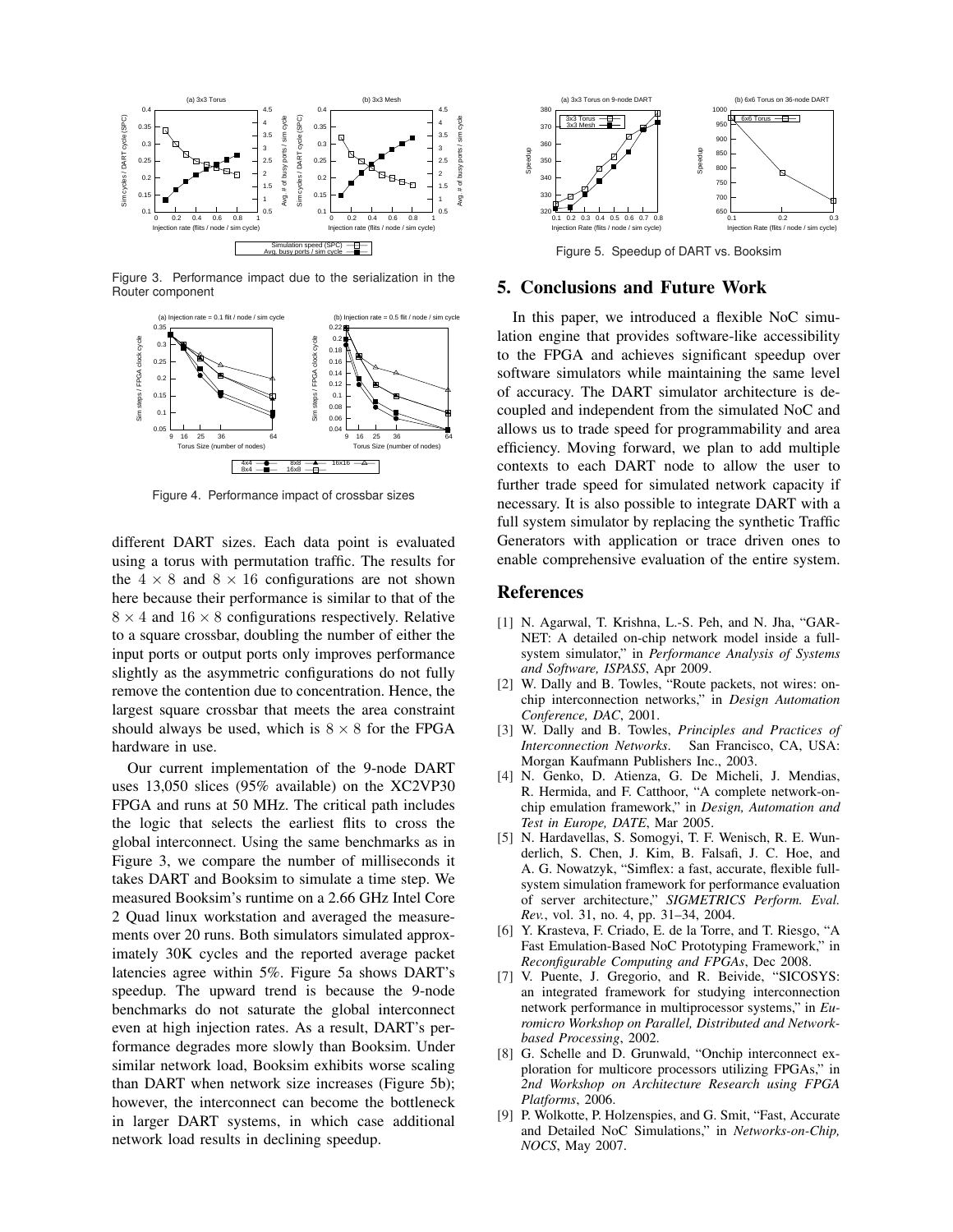(a) 3x3 Torus

Sim cycles / DART cycle (SPC)

Avg. # of busy ports / sim cycle

Injection rate (flits / node / sim cycle)

(b) 3x3 Mesh

Sim cycles / DART cycle (SPC)

Avg. # of busy ports / sim cycle

Injection rate (flits / node / sim cycle)

Simulation speed (SPC)
Avg. busy ports / sim cycle

Figure 3. Performance impact due to the serialization in the Router component

(a) Injection rate = 0.1 flit / node / sim cycle

Sim steps / FPGA clock cycle

Torus Size (number of nodes)

(b) Injection rate = 0.5 flit / node / sim cycle

Sim steps / FPGA clock cycle

Torus Size (number of nodes)

4x4
8x4
8x8
16x8
16x16

Figure 4. Performance impact of crossbar sizes

different DART sizes. Each data point is evaluated using a torus with permutation traffic. The results for the $4 \times 8$ and $8 \times 16$ configurations are not shown here because their performance is similar to that of the $8 \times 4$ and $16 \times 8$ configurations respectively. Relative to a square crossbar, doubling the number of either the input ports or output ports only improves performance slightly as the asymmetric configurations do not fully remove the contention due to concentration. Hence, the largest square crossbar that meets the area constraint should always be used, which is $8 \times 8$ for the FPGA hardware in use.

Our current implementation of the 9-node DART uses 13,050 slices (95% available) on the XC2VP30 FPGA and runs at 50 MHz. The critical path includes the logic that selects the earliest flits to cross the global interconnect. Using the same benchmarks as in Figure 3, we compare the number of milliseconds it takes DART and Booksim to simulate a time step. We measured Booksim's runtime on a 2.66 GHz Intel Core 2 Quad linux workstation and averaged the measurements over 20 runs. Both simulators simulated approximately 30K cycles and the reported average packet latencies agree within 5%. Figure 5a shows DART's speedup. The upward trend is because the 9-node benchmarks do not saturate the global interconnect even at high injection rates. As a result, DART's performance degrades more slowly than Booksim. Under similar network load, Booksim exhibits worse scaling than DART when network size increases (Figure 5b); however, the interconnect can become the bottleneck in larger DART systems, in which case additional network load results in declining speedup.

(a) 3x3 Torus on 9-node DART

Speedup

Injection Rate (flits / node / sim cycle)

3x3 Torus
3x3 Mesh

(b) 6x6 Torus on 36-node DART

Speedup

Injection Rate (flits / node / sim cycle)

6x6 Torus

Figure 5. Speedup of DART vs. Booksim

## 5. Conclusions and Future Work

In this paper, we introduced a flexible NoC simulation engine that provides software-like accessibility to the FPGA and achieves significant speedup over software simulators while maintaining the same level of accuracy. The DART simulator architecture is decoupled and independent from the simulated NoC and allows us to trade speed for programmability and area efficiency. Moving forward, we plan to add multiple contexts to each DART node to allow the user to further trade speed for simulated network capacity if necessary. It is also possible to integrate DART with a full system simulator by replacing the synthetic Traffic Generators with application or trace driven ones to enable comprehensive evaluation of the entire system.

## References

[1] N. Agarwal, T. Krishna, L.-S. Peh, and N. Jha, "GARNET: A detailed on-chip network model inside a full-system simulator," in *Performance Analysis of Systems and Software, ISPASS*, Apr 2009.

[2] W. Dally and B. Towles, "Route packets, not wires: on-chip interconnection networks," in *Design Automation Conference, DAC*, 2001.

[3] W. Dally and B. Towles, *Principles and Practices of Interconnection Networks*. San Francisco, CA, USA: Morgan Kaufmann Publishers Inc., 2003.

[4] N. Genko, D. Atienza, G. De Micheli, J. Mendias, R. Hermida, and F. Catthoor, "A complete network-on-chip emulation framework," in *Design, Automation and Test in Europe, DATE*, Mar 2005.

[5] N. Hardavellas, S. Somogyi, T. F. Wenisch, R. E. Wunderlich, S. Chen, J. Kim, B. Falsafi, J. C. Hoe, and A. G. Nowatzyk, "Simflex: a fast, accurate, flexible full-system simulation framework for performance evaluation of server architecture," *SIGMETRICS Perform. Eval. Rev.*, vol. 31, no. 4, pp. 31–34, 2004.

[6] Y. Krasteva, F. Criado, E. de la Torre, and T. Riesgo, "A Fast Emulation-Based NoC Prototyping Framework," in *Reconfigurable Computing and FPGAs*, Dec 2008.

[7] V. Puente, J. Gregorio, and R. Beivide, "SICOSYS: an integrated framework for studying interconnection network performance in multiprocessor systems," in *Euromicro Workshop on Parallel, Distributed and Network-based Processing*, 2002.

[8] G. Schelle and D. Grunwald, "Onchip interconnect exploration for multicore processors utilizing FPGAs," in *2nd Workshop on Architecture Research using FPGA Platforms*, 2006.

[9] P. Wolkotte, P. Holzenspies, and G. Smit, "Fast, Accurate and Detailed NoC Simulations," in *Networks-on-Chip, NOCS*, May 2007.